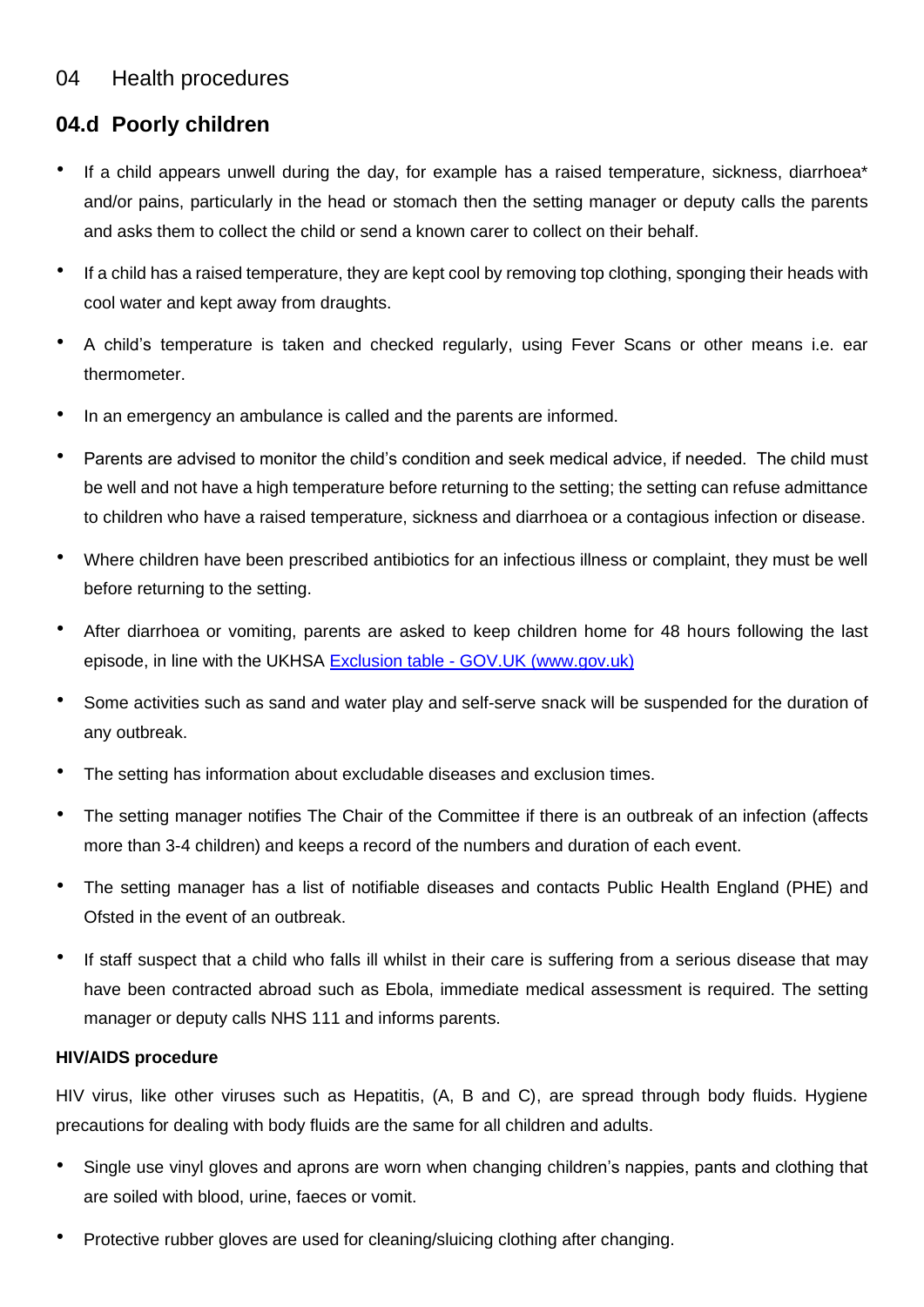# 04 Health procedures

## 04.d Poorly children

- If a child appears unwell during the day, for example has a raised temperature, sickness, diarrhoea* and/or pains, particularly in the head or stomach then the setting manager or deputy calls the parents and asks them to collect the child or send a known carer to collect on their behalf.
- If a child has a raised temperature, they are kept cool by removing top clothing, sponging their heads with cool water and kept away from draughts.
- A child's temperature is taken and checked regularly, using Fever Scans or other means i.e. ear thermometer.
- In an emergency an ambulance is called and the parents are informed.
- Parents are advised to monitor the child's condition and seek medical advice, if needed. The child must be well and not have a high temperature before returning to the setting; the setting can refuse admittance to children who have a raised temperature, sickness and diarrhoea or a contagious infection or disease.
- Where children have been prescribed antibiotics for an infectious illness or complaint, they must be well before returning to the setting.
- After diarrhoea or vomiting, parents are asked to keep children home for 48 hours following the last episode, in line with the UKHSA [Exclusion table - GOV.UK (www.gov.uk)]
- Some activities such as sand and water play and self-serve snack will be suspended for the duration of any outbreak.
- The setting has information about excludable diseases and exclusion times.
- The setting manager notifies The Chair of the Committee if there is an outbreak of an infection (affects more than 3-4 children) and keeps a record of the numbers and duration of each event.
- The setting manager has a list of notifiable diseases and contacts Public Health England (PHE) and Ofsted in the event of an outbreak.
- If staff suspect that a child who falls ill whilst in their care is suffering from a serious disease that may have been contracted abroad such as Ebola, immediate medical assessment is required. The setting manager or deputy calls NHS 111 and informs parents.

**HIV/AIDS procedure**

HIV virus, like other viruses such as Hepatitis, (A, B and C), are spread through body fluids. Hygiene precautions for dealing with body fluids are the same for all children and adults.

- Single use vinyl gloves and aprons are worn when changing children's nappies, pants and clothing that are soiled with blood, urine, faeces or vomit.
- Protective rubber gloves are used for cleaning/sluicing clothing after changing.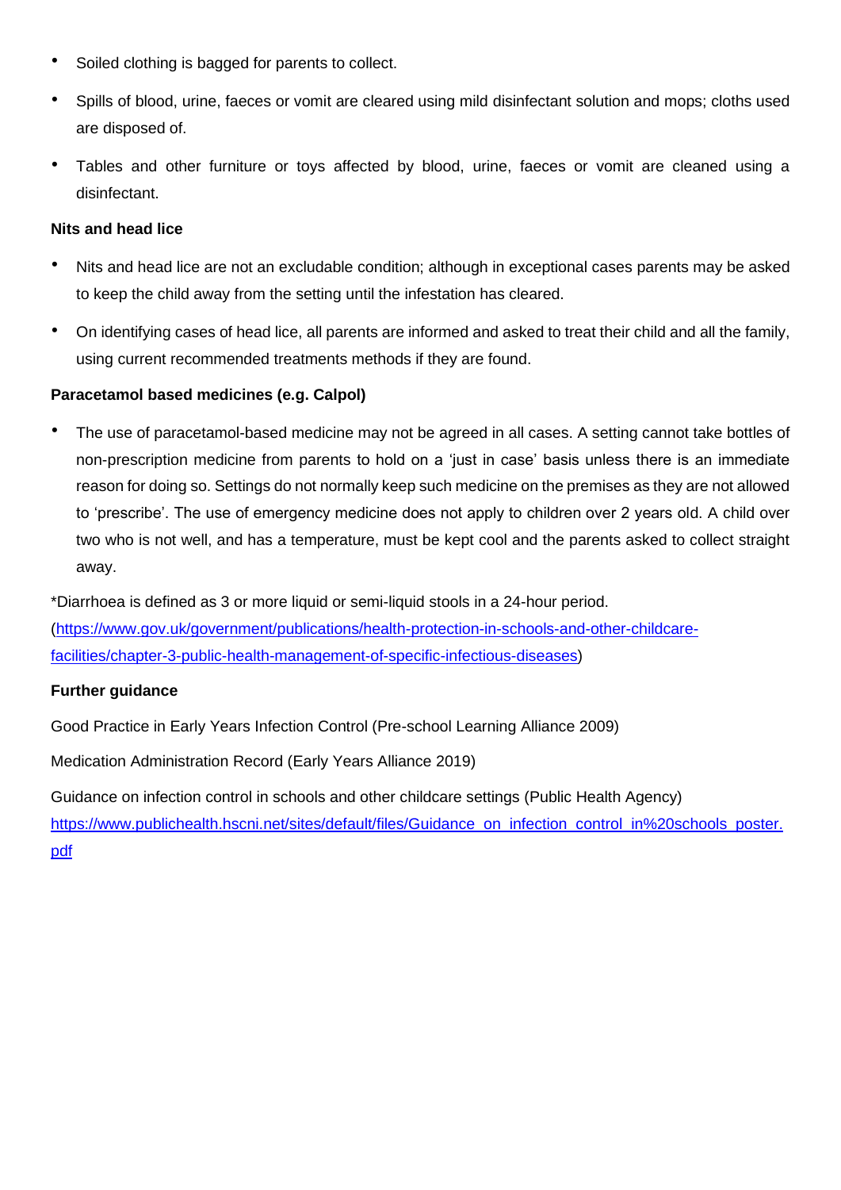- Soiled clothing is bagged for parents to collect.
- Spills of blood, urine, faeces or vomit are cleared using mild disinfectant solution and mops; cloths used are disposed of.
- Tables and other furniture or toys affected by blood, urine, faeces or vomit are cleaned using a disinfectant.

**Nits and head lice**

- Nits and head lice are not an excludable condition; although in exceptional cases parents may be asked to keep the child away from the setting until the infestation has cleared.
- On identifying cases of head lice, all parents are informed and asked to treat their child and all the family, using current recommended treatments methods if they are found.

**Paracetamol based medicines (e.g. Calpol)**

- The use of paracetamol-based medicine may not be agreed in all cases. A setting cannot take bottles of non-prescription medicine from parents to hold on a 'just in case' basis unless there is an immediate reason for doing so. Settings do not normally keep such medicine on the premises as they are not allowed to 'prescribe'. The use of emergency medicine does not apply to children over 2 years old. A child over two who is not well, and has a temperature, must be kept cool and the parents asked to collect straight away.

*Diarrhoea is defined as 3 or more liquid or semi-liquid stools in a 24-hour period. (https://www.gov.uk/government/publications/health-protection-in-schools-and-other-childcare-facilities/chapter-3-public-health-management-of-specific-infectious-diseases)

**Further guidance**

Good Practice in Early Years Infection Control (Pre-school Learning Alliance 2009)

Medication Administration Record (Early Years Alliance 2019)

Guidance on infection control in schools and other childcare settings (Public Health Agency) https://www.publichealth.hscni.net/sites/default/files/Guidance_on_infection_control_in%20schools_poster.pdf